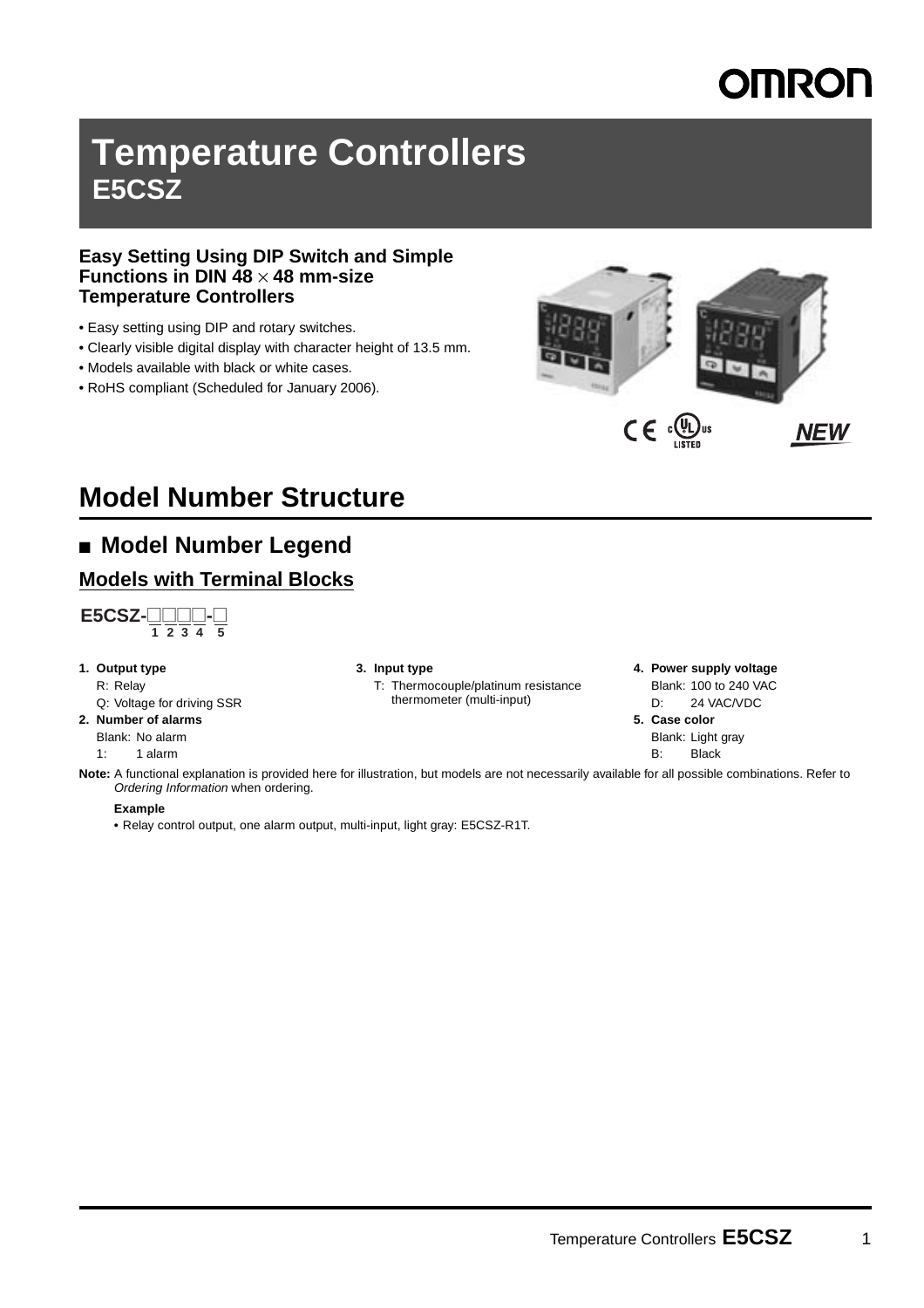# Temperature Controllers
## E5CSZ

**Easy Setting Using DIP Switch and Simple Functions in DIN 48 × 48 mm-size Temperature Controllers**

- Easy setting using DIP and rotary switches.
- Clearly visible digital display with character height of 13.5 mm.
- Models available with black or white cases.
- RoHS compliant (Scheduled for January 2006).

NEW

# Model Number Structure

## ■ Model Number Legend

### Models with Terminal Blocks

**E5CSZ-□□□□-□**
1 2 3 4 5

**1. Output type**
- R: Relay
- Q: Voltage for driving SSR

**2. Number of alarms**
- Blank: No alarm
- 1: 1 alarm

**3. Input type**
- T: Thermocouple/platinum resistance thermometer (multi-input)

**4. Power supply voltage**
- Blank: 100 to 240 VAC
- D: 24 VAC/VDC

**5. Case color**
- Blank: Light gray
- B: Black

**Note:** A functional explanation is provided here for illustration, but models are not necessarily available for all possible combinations. Refer to *Ordering Information* when ordering.

**Example**

- Relay control output, one alarm output, multi-input, light gray: E5CSZ-R1T.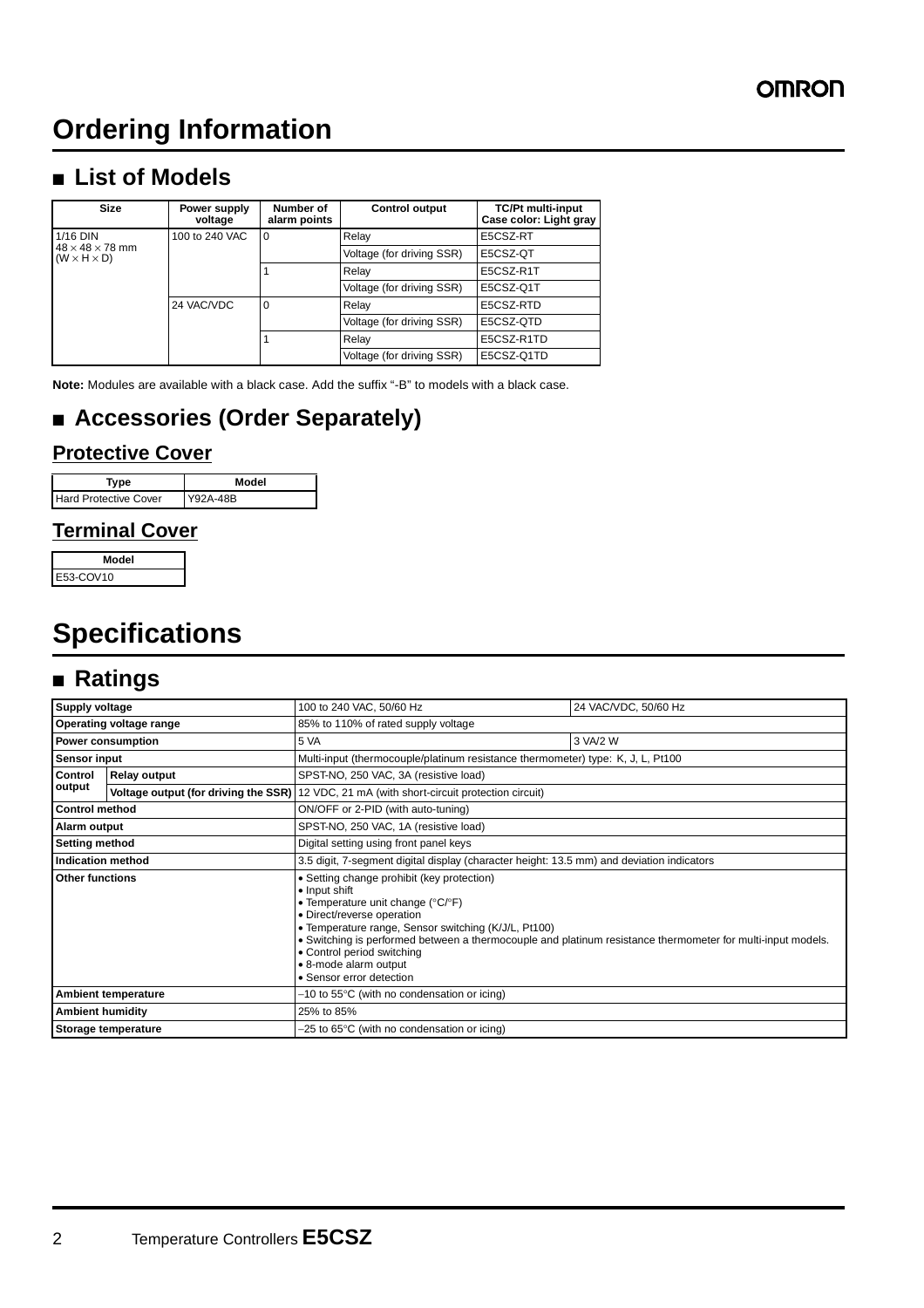# Ordering Information

## ■ List of Models

| Size | Power supply voltage | Number of alarm points | Control output | TC/Pt multi-input Case color: Light gray |
|---|---|---|---|---|
| 1/16 DIN<br>48 × 48 × 78 mm<br>(W × H × D) | 100 to 240 VAC | 0 | Relay | E5CSZ-RT |
| | | | Voltage (for driving SSR) | E5CSZ-QT |
| | | 1 | Relay | E5CSZ-R1T |
| | | | Voltage (for driving SSR) | E5CSZ-Q1T |
| | 24 VAC/VDC | 0 | Relay | E5CSZ-RTD |
| | | | Voltage (for driving SSR) | E5CSZ-QTD |
| | | 1 | Relay | E5CSZ-R1TD |
| | | | Voltage (for driving SSR) | E5CSZ-Q1TD |

**Note:** Modules are available with a black case. Add the suffix "-B" to models with a black case.

## ■ Accessories (Order Separately)

### Protective Cover

| Type | Model |
|---|---|
| Hard Protective Cover | Y92A-48B |

### Terminal Cover

| Model |
|---|
| E53-COV10 |

# Specifications

## ■ Ratings

| | | | |
|---|---|---|---|
| **Supply voltage** | | 100 to 240 VAC, 50/60 Hz | 24 VAC/VDC, 50/60 Hz |
| **Operating voltage range** | | 85% to 110% of rated supply voltage | |
| **Power consumption** | | 5 VA | 3 VA/2 W |
| **Sensor input** | | Multi-input (thermocouple/platinum resistance thermometer) type: K, J, L, Pt100 | |
| **Control output** | **Relay output** | SPST-NO, 250 VAC, 3A (resistive load) | |
| | **Voltage output (for driving the SSR)** | 12 VDC, 21 mA (with short-circuit protection circuit) | |
| **Control method** | | ON/OFF or 2-PID (with auto-tuning) | |
| **Alarm output** | | SPST-NO, 250 VAC, 1A (resistive load) | |
| **Setting method** | | Digital setting using front panel keys | |
| **Indication method** | | 3.5 digit, 7-segment digital display (character height: 13.5 mm) and deviation indicators | |
| **Other functions** | | • Setting change prohibit (key protection)<br>• Input shift<br>• Temperature unit change (°C/°F)<br>• Direct/reverse operation<br>• Temperature range, Sensor switching (K/J/L, Pt100)<br>• Switching is performed between a thermocouple and platinum resistance thermometer for multi-input models.<br>• Control period switching<br>• 8-mode alarm output<br>• Sensor error detection | |
| **Ambient temperature** | | −10 to 55°C (with no condensation or icing) | |
| **Ambient humidity** | | 25% to 85% | |
| **Storage temperature** | | −25 to 65°C (with no condensation or icing) | |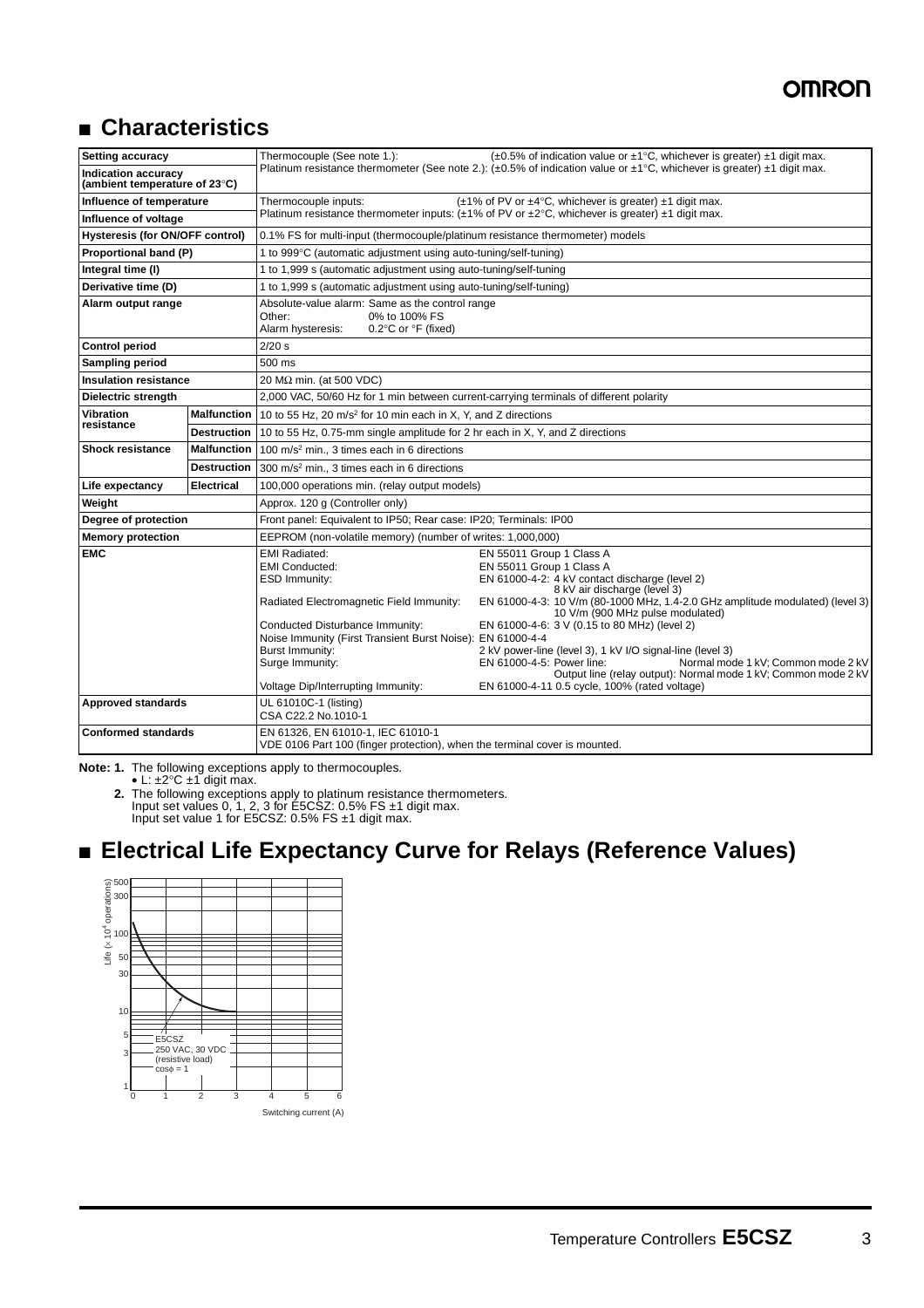## ■ Characteristics

| Setting accuracy | | Thermocouple (See note 1.): (±0.5% of indication value or ±1°C, whichever is greater) ±1 digit max. Platinum resistance thermometer (See note 2.): (±0.5% of indication value or ±1°C, whichever is greater) ±1 digit max. |
|---|---|---|
| Indication accuracy (ambient temperature of 23°C) | | |
| Influence of temperature | | Thermocouple inputs: (±1% of PV or ±4°C, whichever is greater) ±1 digit max. Platinum resistance thermometer inputs: (±1% of PV or ±2°C, whichever is greater) ±1 digit max. |
| Influence of voltage | | |
| Hysteresis (for ON/OFF control) | | 0.1% FS for multi-input (thermocouple/platinum resistance thermometer) models |
| Proportional band (P) | | 1 to 999°C (automatic adjustment using auto-tuning/self-tuning) |
| Integral time (I) | | 1 to 1,999 s (automatic adjustment using auto-tuning/self-tuning |
| Derivative time (D) | | 1 to 1,999 s (automatic adjustment using auto-tuning/self-tuning) |
| Alarm output range | | Absolute-value alarm: Same as the control range<br>Other: 0% to 100% FS<br>Alarm hysteresis: 0.2°C or °F (fixed) |
| Control period | | 2/20 s |
| Sampling period | | 500 ms |
| Insulation resistance | | 20 MΩ min. (at 500 VDC) |
| Dielectric strength | | 2,000 VAC, 50/60 Hz for 1 min between current-carrying terminals of different polarity |
| Vibration resistance | Malfunction | 10 to 55 Hz, 20 m/s² for 10 min each in X, Y, and Z directions |
| | Destruction | 10 to 55 Hz, 0.75-mm single amplitude for 2 hr each in X, Y, and Z directions |
| Shock resistance | Malfunction | 100 m/s² min., 3 times each in 6 directions |
| | Destruction | 300 m/s² min., 3 times each in 6 directions |
| Life expectancy | Electrical | 100,000 operations min. (relay output models) |
| Weight | | Approx. 120 g (Controller only) |
| Degree of protection | | Front panel: Equivalent to IP50; Rear case: IP20; Terminals: IP00 |
| Memory protection | | EEPROM (non-volatile memory) (number of writes: 1,000,000) |
| EMC | | EMI Radiated: EN 55011 Group 1 Class A<br>EMI Conducted: EN 55011 Group 1 Class A<br>ESD Immunity: EN 61000-4-2: 4 kV contact discharge (level 2) 8 kV air discharge (level 3)<br>Radiated Electromagnetic Field Immunity: EN 61000-4-3: 10 V/m (80-1000 MHz, 1.4-2.0 GHz amplitude modulated) (level 3) 10 V/m (900 MHz pulse modulated)<br>Conducted Disturbance Immunity: EN 61000-4-6: 3 V (0.15 to 80 MHz) (level 2)<br>Noise Immunity (First Transient Burst Noise): EN 61000-4-4<br>Burst Immunity: 2 kV power-line (level 3), 1 kV I/O signal-line (level 3)<br>Surge Immunity: EN 61000-4-5: Power line: Normal mode 1 kV; Common mode 2 kV Output line (relay output): Normal mode 1 kV; Common mode 2 kV<br>Voltage Dip/Interrupting Immunity: EN 61000-4-11 0.5 cycle, 100% (rated voltage) |
| Approved standards | | UL 61010C-1 (listing)<br>CSA C22.2 No.1010-1 |
| Conformed standards | | EN 61326, EN 61010-1, IEC 61010-1<br>VDE 0106 Part 100 (finger protection), when the terminal cover is mounted. |

**Note: 1.** The following exceptions apply to thermocouples.
- L: ±2°C ±1 digit max.

**2.** The following exceptions apply to platinum resistance thermometers.
Input set values 0, 1, 2, 3 for E5CSZ: 0.5% FS ±1 digit max.
Input set value 1 for E5CSZ: 0.5% FS ±1 digit max.

## ■ Electrical Life Expectancy Curve for Relays (Reference Values)

Life (×10⁴ operations): 1, 3, 5, 10, 30, 50, 100, 300, 500

E5CSZ
250 VAC, 30 VDC
(resistive load)
cosϕ = 1

Switching current (A): 0, 1, 2, 3, 4, 5, 6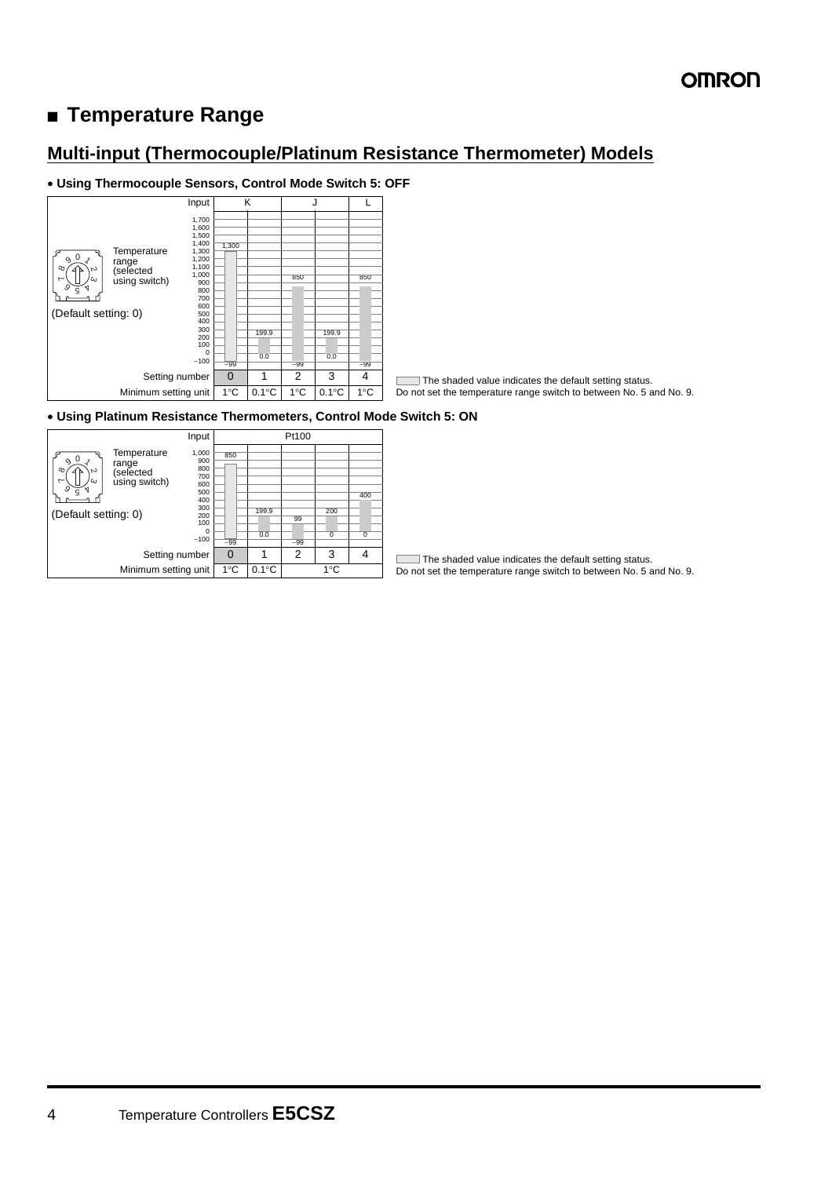## ■ Temperature Range

### Multi-input (Thermocouple/Platinum Resistance Thermometer) Models

- **Using Thermocouple Sensors, Control Mode Switch 5: OFF**

Temperature range (selected using switch)

(Default setting: 0)

| Input | K | K | J | J | L |
|---|---|---|---|---|---|
| Temperature range (upper limit) | 1,300 | 199.9 | 850 | 199.9 | 850 |
| Temperature range (lower limit) | −99 | 0.0 | −99 | 0.0 | −99 |
| Setting number | 0 | 1 | 2 | 3 | 4 |
| Minimum setting unit | 1°C | 0.1°C | 1°C | 0.1°C | 1°C |

The shaded value indicates the default setting status.
Do not set the temperature range switch to between No. 5 and No. 9.

- **Using Platinum Resistance Thermometers, Control Mode Switch 5: ON**

Temperature range (selected using switch)

(Default setting: 0)

| Input | Pt100 | | | | |
|---|---|---|---|---|---|
| Temperature range (upper limit) | 850 | 199.9 | 99 | 200 | 400 |
| Temperature range (lower limit) | −99 | 0.0 | −99 | 0 | 0 |
| Setting number | 0 | 1 | 2 | 3 | 4 |
| Minimum setting unit | 1°C | 0.1°C | 1°C | | |

The shaded value indicates the default setting status.
Do not set the temperature range switch to between No. 5 and No. 9.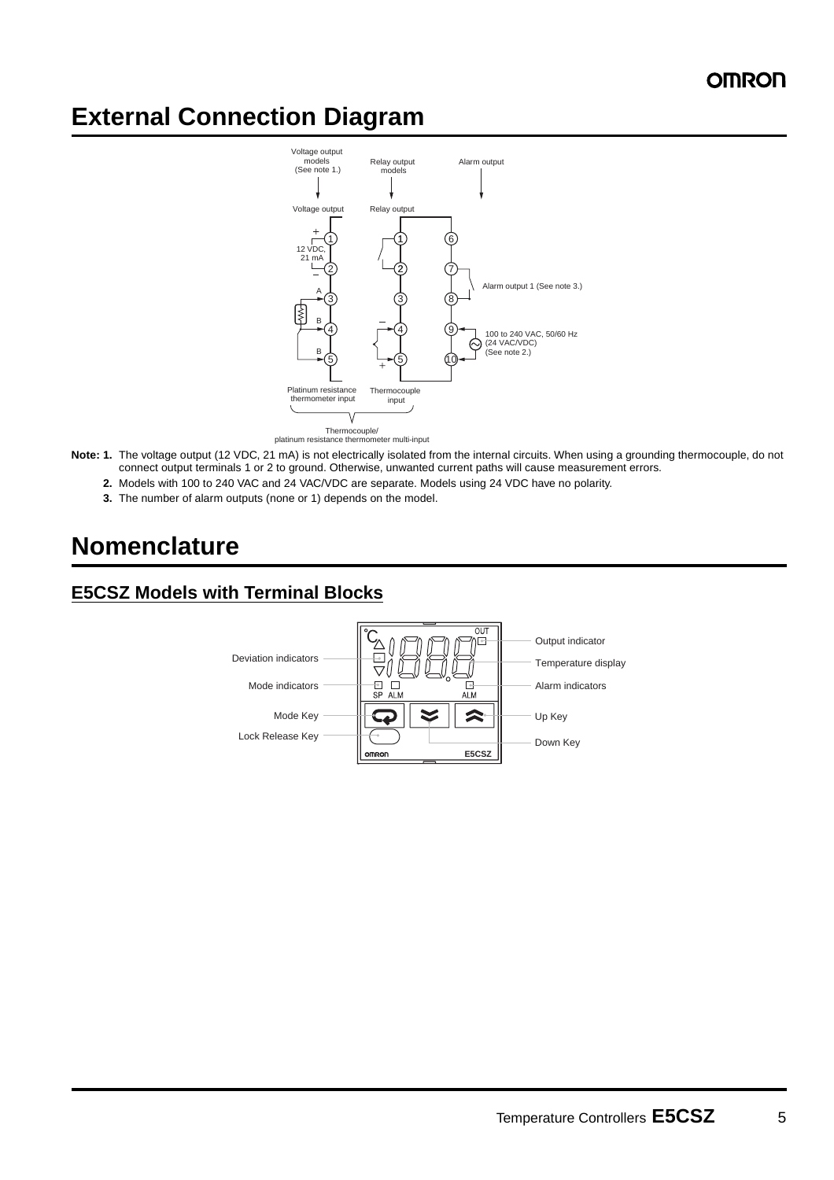# External Connection Diagram

Voltage output models (See note 1.) | Relay output models | Alarm output

Voltage output | Relay output

12 VDC, 21 mA

Alarm output 1 (See note 3.)

100 to 240 VAC, 50/60 Hz (24 VAC/VDC) (See note 2.)

Platinum resistance thermometer input | Thermocouple input

Thermocouple/ platinum resistance thermometer multi-input

**Note: 1.** The voltage output (12 VDC, 21 mA) is not electrically isolated from the internal circuits. When using a grounding thermocouple, do not connect output terminals 1 or 2 to ground. Otherwise, unwanted current paths will cause measurement errors.

**2.** Models with 100 to 240 VAC and 24 VAC/VDC are separate. Models using 24 VDC have no polarity.

**3.** The number of alarm outputs (none or 1) depends on the model.

# Nomenclature

## E5CSZ Models with Terminal Blocks

Deviation indicators

Mode indicators

Mode Key

Lock Release Key

Output indicator

Temperature display

Alarm indicators

Up Key

Down Key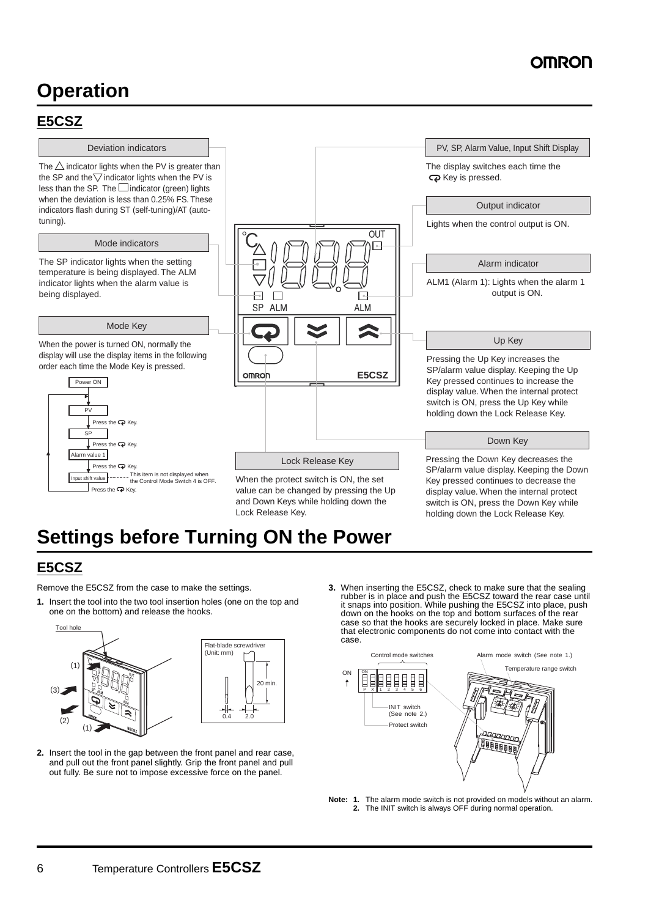# Operation

## E5CSZ

### Deviation indicators

The △ indicator lights when the PV is greater than the SP and the ▽ indicator lights when the PV is less than the SP. The □ indicator (green) lights when the deviation is less than 0.25% FS. These indicators flash during ST (self-tuning)/AT (auto-tuning).

### Mode indicators

The SP indicator lights when the setting temperature is being displayed. The ALM indicator lights when the alarm value is being displayed.

### Mode Key

When the power is turned ON, normally the display will use the display items in the following order each time the Mode Key is pressed.

- Power ON
- PV
  - Press the Key.
- SP
  - Press the Key.
- Alarm value 1
  - Press the Key.
- Input shift value — This item is not displayed when the Control Mode Switch 4 is OFF.
  - Press the Key.

### PV, SP, Alarm Value, Input Shift Display

The display switches each time the Key is pressed.

### Output indicator

Lights when the control output is ON.

### Alarm indicator

ALM1 (Alarm 1): Lights when the alarm 1 output is ON.

### Up Key

Pressing the Up Key increases the SP/alarm value display. Keeping the Up Key pressed continues to increase the display value. When the internal protect switch is ON, press the Up Key while holding down the Lock Release Key.

### Down Key

Pressing the Down Key decreases the SP/alarm value display. Keeping the Down Key pressed continues to decrease the display value. When the internal protect switch is ON, press the Down Key while holding down the Lock Release Key.

### Lock Release Key

When the protect switch is ON, the set value can be changed by pressing the Up and Down Keys while holding down the Lock Release Key.

# Settings before Turning ON the Power

## E5CSZ

Remove the E5CSZ from the case to make the settings.

**1.** Insert the tool into the two tool insertion holes (one on the top and one on the bottom) and release the hooks.

Tool hole

Flat-blade screwdriver (Unit: mm)

20 min.

0.4 2.0

**2.** Insert the tool in the gap between the front panel and rear case, and pull out the front panel slightly. Grip the front panel and pull out fully. Be sure not to impose excessive force on the panel.

**3.** When inserting the E5CSZ, check to make sure that the sealing rubber is in place and push the E5CSZ toward the rear case until it snaps into position. While pushing the E5CSZ into place, push down on the hooks on the top and bottom surfaces of the rear case so that the hooks are securely locked in place. Make sure that electronic components do not come into contact with the case.

Control mode switches — Alarm mode switch (See note 1.) — Temperature range switch — INIT switch (See note 2.) — Protect switch

**Note:**
1. The alarm mode switch is not provided on models without an alarm.
2. The INIT switch is always OFF during normal operation.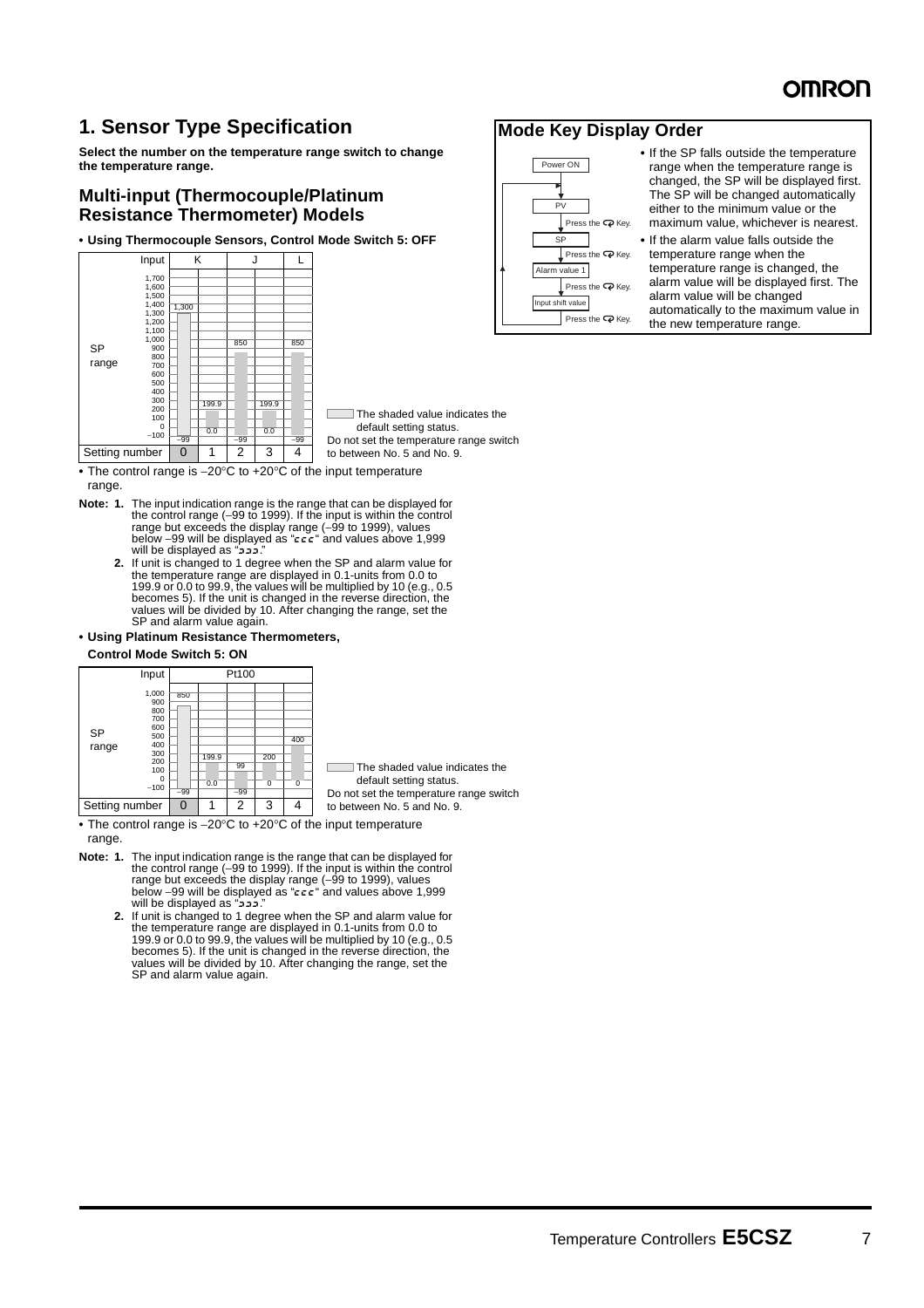# 1. Sensor Type Specification

**Select the number on the temperature range switch to change the temperature range.**

## Multi-input (Thermocouple/Platinum Resistance Thermometer) Models

**• Using Thermocouple Sensors, Control Mode Switch 5: OFF**

| Input | K | K | J | J | L |
|---|---|---|---|---|---|
| SP range | −99 to 1,300 | 0.0 to 199.9 | −99 to 850 | 0.0 to 199.9 | −99 to 850 |
| Setting number | 0 | 1 | 2 | 3 | 4 |

The shaded value indicates the default setting status.
Do not set the temperature range switch to between No. 5 and No. 9.

- The control range is −20°C to +20°C of the input temperature range.

**Note: 1.** The input indication range is the range that can be displayed for the control range (−99 to 1999). If the input is within the control range but exceeds the display range (−99 to 1999), values below −99 will be displayed as "ccc" and values above 1,999 will be displayed as "ɔɔɔ."

**2.** If unit is changed to 1 degree when the SP and alarm value for the temperature range are displayed in 0.1-units from 0.0 to 199.9 or 0.0 to 99.9, the values will be multiplied by 10 (e.g., 0.5 becomes 5). If the unit is changed in the reverse direction, the values will be divided by 10. After changing the range, set the SP and alarm value again.

**• Using Platinum Resistance Thermometers, Control Mode Switch 5: ON**

| Input | Pt100 | Pt100 | Pt100 | Pt100 | Pt100 |
|---|---|---|---|---|---|
| SP range | −99 to 850 | 0.0 to 199.9 | −99 to 99 | 0 to 200 | 0 to 400 |
| Setting number | 0 | 1 | 2 | 3 | 4 |

The shaded value indicates the default setting status.
Do not set the temperature range switch to between No. 5 and No. 9.

- The control range is −20°C to +20°C of the input temperature range.

**Note: 1.** The input indication range is the range that can be displayed for the control range (−99 to 1999). If the input is within the control range but exceeds the display range (−99 to 1999), values below −99 will be displayed as "ccc" and values above 1,999 will be displayed as "ɔɔɔ."

**2.** If unit is changed to 1 degree when the SP and alarm value for the temperature range are displayed in 0.1-units from 0.0 to 199.9 or 0.0 to 99.9, the values will be multiplied by 10 (e.g., 0.5 becomes 5). If the unit is changed in the reverse direction, the values will be divided by 10. After changing the range, set the SP and alarm value again.

## Mode Key Display Order

Power ON → PV → (Press the Mode Key.) → SP → (Press the Mode Key.) → Alarm value 1 → (Press the Mode Key.) → Input shift value → (Press the Mode Key.) → PV

- If the SP falls outside the temperature range when the temperature range is changed, the SP will be displayed first. The SP will be changed automatically either to the minimum value or the maximum value, whichever is nearest.
- If the alarm value falls outside the temperature range when the temperature range is changed, the alarm value will be displayed first. The alarm value will be changed automatically to the maximum value in the new temperature range.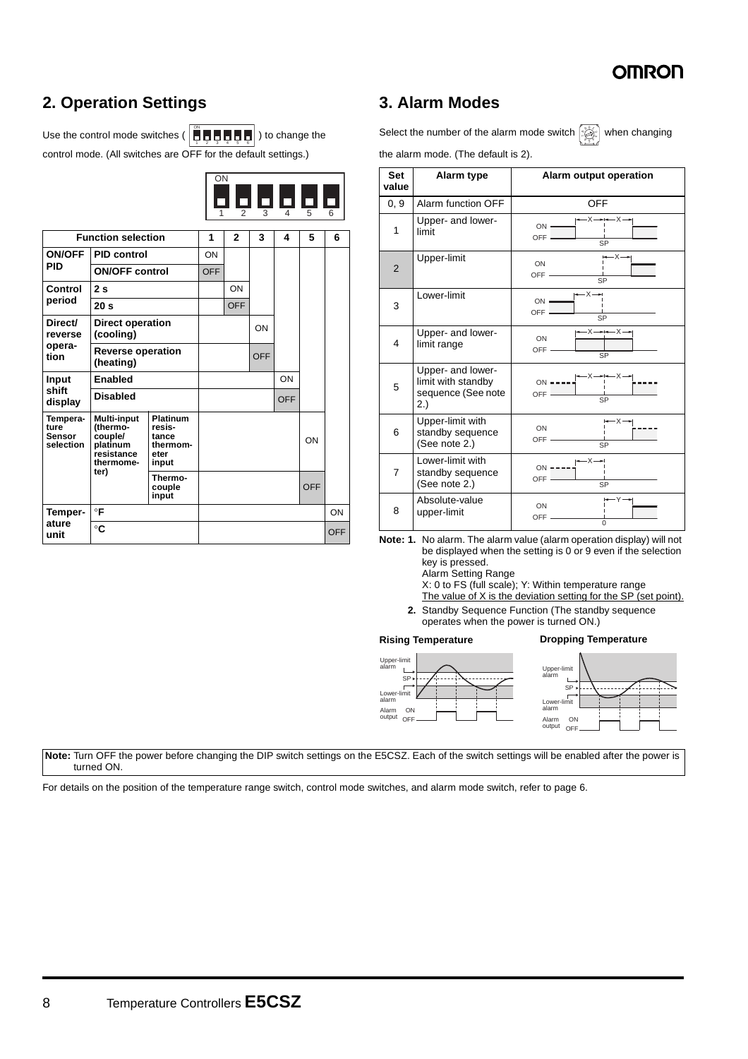## 2. Operation Settings

Use the control mode switches ( ) to change the control mode. (All switches are OFF for the default settings.)

| Function selection | | | 1 | 2 | 3 | 4 | 5 | 6 |
|---|---|---|---|---|---|---|---|---|
| ON/OFF PID | PID control | | ON | | | | | |
| | ON/OFF control | | OFF | | | | | |
| Control period | 2 s | | | ON | | | | |
| | 20 s | | | OFF | | | | |
| Direct/ reverse opera-tion | Direct operation (cooling) | | | | ON | | | |
| | Reverse operation (heating) | | | | OFF | | | |
| Input shift display | Enabled | | | | | ON | | |
| | Disabled | | | | | OFF | | |
| Tempera-ture Sensor selection | Multi-input (thermo-couple/ platinum resistance thermome-ter) | Platinum resis-tance thermom-eter input | | | | | ON | |
| | | Thermo-couple input | | | | | OFF | |
| Temper-ature unit | °F | | | | | | | ON |
| | °C | | | | | | | OFF |

## 3. Alarm Modes

Select the number of the alarm mode switch when changing the alarm mode. (The default is 2).

| Set value | Alarm type | Alarm output operation |
|---|---|---|
| 0, 9 | Alarm function OFF | OFF |
| 1 | Upper- and lower-limit | |
| 2 | Upper-limit | |
| 3 | Lower-limit | |
| 4 | Upper- and lower-limit range | |
| 5 | Upper- and lower-limit with standby sequence (See note 2.) | |
| 6 | Upper-limit with standby sequence (See note 2.) | |
| 7 | Lower-limit with standby sequence (See note 2.) | |
| 8 | Absolute-value upper-limit | |

**Note: 1.** No alarm. The alarm value (alarm operation display) will not be displayed when the setting is 0 or 9 even if the selection key is pressed.
Alarm Setting Range
X: 0 to FS (full scale); Y: Within temperature range
The value of X is the deviation setting for the SP (set point).

**2.** Standby Sequence Function (The standby sequence operates when the power is turned ON.)

**Rising Temperature** **Dropping Temperature**

**Note:** Turn OFF the power before changing the DIP switch settings on the E5CSZ. Each of the switch settings will be enabled after the power is turned ON.

For details on the position of the temperature range switch, control mode switches, and alarm mode switch, refer to page 6.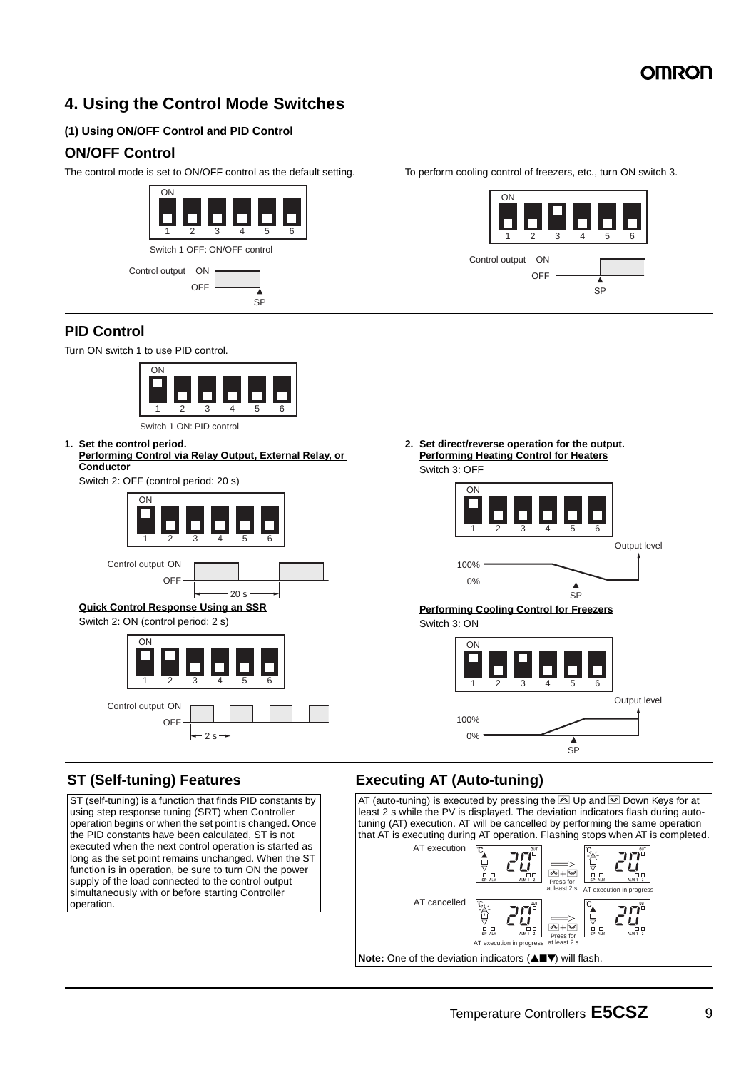# 4. Using the Control Mode Switches

### (1) Using ON/OFF Control and PID Control

## ON/OFF Control

The control mode is set to ON/OFF control as the default setting.

Switch 1 OFF: ON/OFF control

Control output ON / OFF, SP

To perform cooling control of freezers, etc., turn ON switch 3.

Control output ON / OFF, SP

## PID Control

Turn ON switch 1 to use PID control.

Switch 1 ON: PID control

**1. Set the control period.**

**Performing Control via Relay Output, External Relay, or Conductor**

Switch 2: OFF (control period: 20 s)

Control output ON / OFF, 20 s

**Quick Control Response Using an SSR**

Switch 2: ON (control period: 2 s)

Control output ON / OFF, 2 s

**2. Set direct/reverse operation for the output.**

**Performing Heating Control for Heaters**

Switch 3: OFF

Output level 100% / 0%, SP

**Performing Cooling Control for Freezers**

Switch 3: ON

Output level 100% / 0%, SP

## ST (Self-tuning) Features

ST (self-tuning) is a function that finds PID constants by using step response tuning (SRT) when Controller operation begins or when the set point is changed. Once the PID constants have been calculated, ST is not executed when the next control operation is started as long as the set point remains unchanged. When the ST function is in operation, be sure to turn ON the power supply of the load connected to the control output simultaneously with or before starting Controller operation.

## Executing AT (Auto-tuning)

AT (auto-tuning) is executed by pressing the Up and Down Keys for at least 2 s while the PV is displayed. The deviation indicators flash during auto-tuning (AT) execution. AT will be cancelled by performing the same operation that AT is executing during AT operation. Flashing stops when AT is completed.

AT execution — Press for at least 2 s. → AT execution in progress

AT cancelled — AT execution in progress → Press for at least 2 s.

**Note:** One of the deviation indicators (▲■▼) will flash.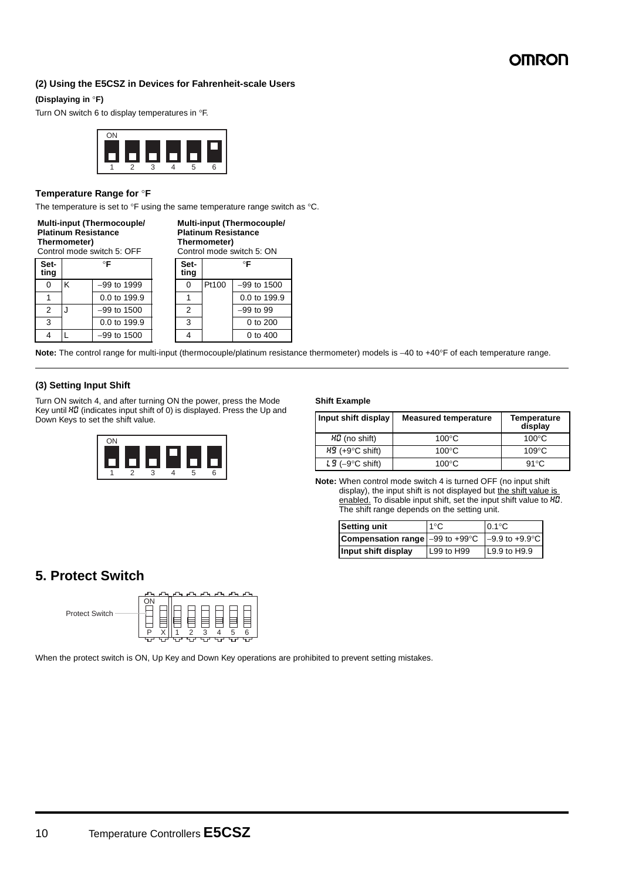**(2) Using the E5CSZ in Devices for Fahrenheit-scale Users**

**(Displaying in °F)**

Turn ON switch 6 to display temperatures in °F.

ON

1 2 3 4 5 6

**Temperature Range for °F**

The temperature is set to °F using the same temperature range switch as °C.

**Multi-input (Thermocouple/ Platinum Resistance Thermometer)**
Control mode switch 5: OFF

| Set-ting | °F | |
|---|---|---|
| 0 | K | −99 to 1999 |
| 1 | | 0.0 to 199.9 |
| 2 | J | −99 to 1500 |
| 3 | | 0.0 to 199.9 |
| 4 | L | −99 to 1500 |

**Multi-input (Thermocouple/ Platinum Resistance Thermometer)**
Control mode switch 5: ON

| Set-ting | °F | |
|---|---|---|
| 0 | Pt100 | −99 to 1500 |
| 1 | | 0.0 to 199.9 |
| 2 | | −99 to 99 |
| 3 | | 0 to 200 |
| 4 | | 0 to 400 |

**Note:** The control range for multi-input (thermocouple/platinum resistance thermometer) models is –40 to +40°F of each temperature range.

**(3) Setting Input Shift**

Turn ON switch 4, and after turning ON the power, press the Mode Key until H0 (indicates input shift of 0) is displayed. Press the Up and Down Keys to set the shift value.

ON

1 2 3 4 5 6

**Shift Example**

| Input shift display | Measured temperature | Temperature display |
|---|---|---|
| H0 (no shift) | 100°C | 100°C |
| H9 (+9°C shift) | 100°C | 109°C |
| L9 (–9°C shift) | 100°C | 91°C |

**Note:** When control mode switch 4 is turned OFF (no input shift display), the input shift is not displayed but the shift value is enabled. To disable input shift, set the input shift value to H0. The shift range depends on the setting unit.

| Setting unit | 1°C | 0.1°C |
|---|---|---|
| Compensation range | –99 to +99°C | –9.9 to +9.9°C |
| Input shift display | L99 to H99 | L9.9 to H9.9 |

## 5. Protect Switch

Protect Switch

ON

P X 1 2 3 4 5 6

When the protect switch is ON, Up Key and Down Key operations are prohibited to prevent setting mistakes.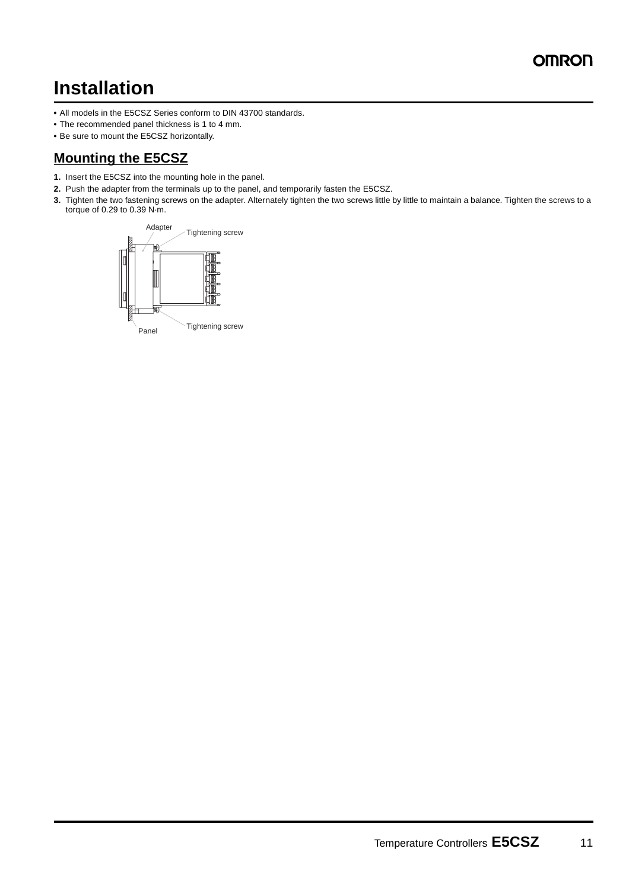# Installation

- All models in the E5CSZ Series conform to DIN 43700 standards.
- The recommended panel thickness is 1 to 4 mm.
- Be sure to mount the E5CSZ horizontally.

## Mounting the E5CSZ

1. Insert the E5CSZ into the mounting hole in the panel.
2. Push the adapter from the terminals up to the panel, and temporarily fasten the E5CSZ.
3. Tighten the two fastening screws on the adapter. Alternately tighten the two screws little by little to maintain a balance. Tighten the screws to a torque of 0.29 to 0.39 N·m.

Adapter

Tightening screw

Tightening screw

Panel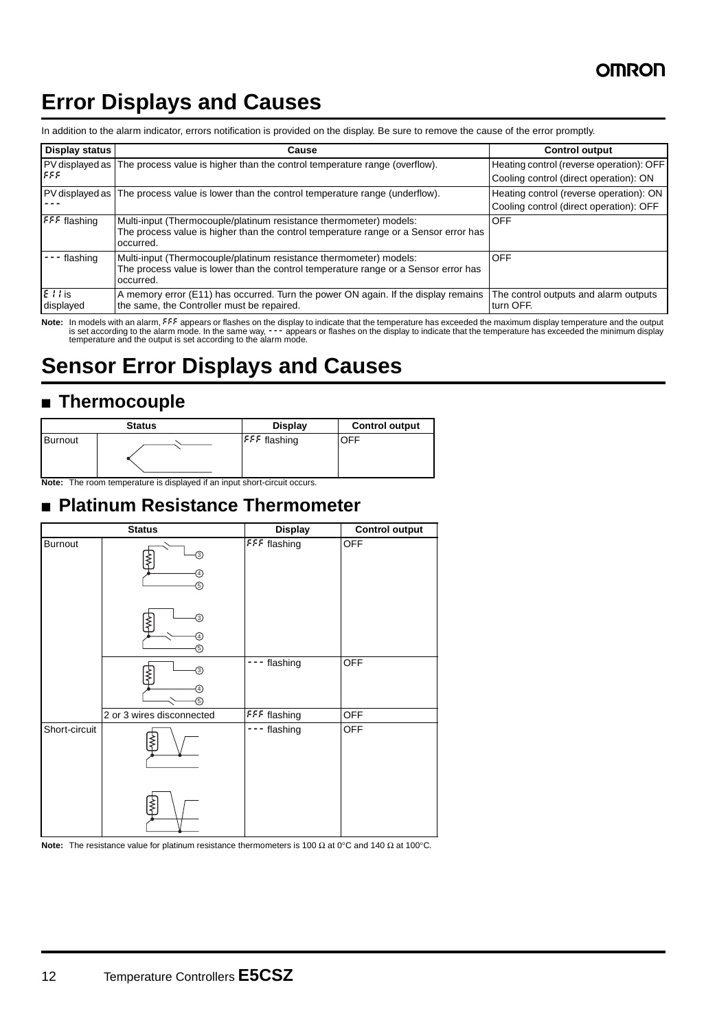# Error Displays and Causes

In addition to the alarm indicator, errors notification is provided on the display. Be sure to remove the cause of the error promptly.

| Display status | Cause | Control output |
|---|---|---|
| PV displayed as FFF | The process value is higher than the control temperature range (overflow). | Heating control (reverse operation): OFF<br>Cooling control (direct operation): ON |
| PV displayed as --- | The process value is lower than the control temperature range (underflow). | Heating control (reverse operation): ON<br>Cooling control (direct operation): OFF |
| FFF flashing | Multi-input (Thermocouple/platinum resistance thermometer) models:<br>The process value is higher than the control temperature range or a Sensor error has occurred. | OFF |
| --- flashing | Multi-input (Thermocouple/platinum resistance thermometer) models:<br>The process value is lower than the control temperature range or a Sensor error has occurred. | OFF |
| E11 is displayed | A memory error (E11) has occurred. Turn the power ON again. If the display remains the same, the Controller must be repaired. | The control outputs and alarm outputs turn OFF. |

**Note:** In models with an alarm, FFF appears or flashes on the display to indicate that the temperature has exceeded the maximum display temperature and the output is set according to the alarm mode. In the same way, --- appears or flashes on the display to indicate that the temperature has exceeded the minimum display temperature and the output is set according to the alarm mode.

# Sensor Error Displays and Causes

## ■ Thermocouple

| Status | | Display | Control output |
|---|---|---|---|
| Burnout | | FFF flashing | OFF |

**Note:** The room temperature is displayed if an input short-circuit occurs.

## ■ Platinum Resistance Thermometer

| Status | | Display | Control output |
|---|---|---|---|
| Burnout | (3)(4)(5) | FFF flashing | OFF |
| | (3)(4)(5) | --- flashing | OFF |
| | 2 or 3 wires disconnected | FFF flashing | OFF |
| Short-circuit | | --- flashing | OFF |

**Note:** The resistance value for platinum resistance thermometers is 100 Ω at 0°C and 140 Ω at 100°C.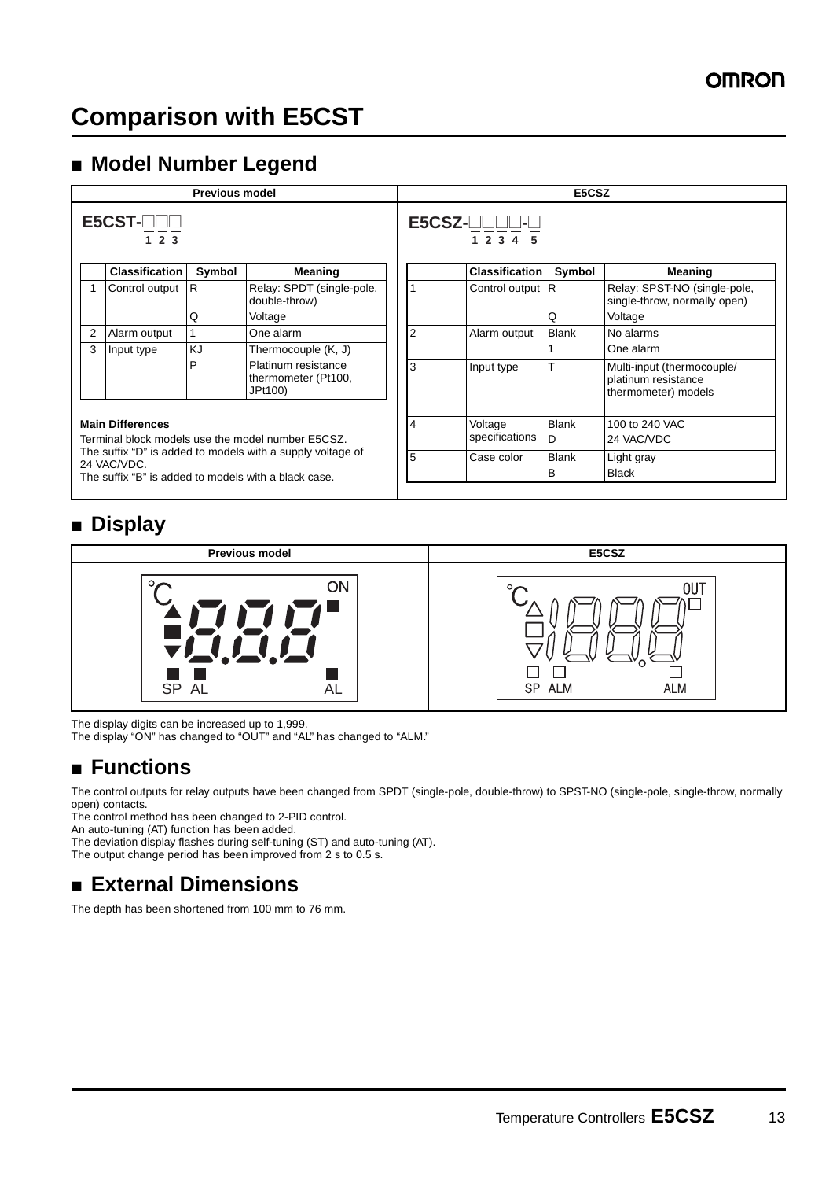# Comparison with E5CST

## ■ Model Number Legend

**Previous model**

E5CST-□□□ (1 2 3)

| | Classification | Symbol | Meaning |
|---|---|---|---|
| 1 | Control output | R | Relay: SPDT (single-pole, double-throw) |
| | | Q | Voltage |
| 2 | Alarm output | 1 | One alarm |
| 3 | Input type | KJ | Thermocouple (K, J) |
| | | P | Platinum resistance thermometer (Pt100, JPt100) |

**Main Differences**

Terminal block models use the model number E5CSZ.
The suffix "D" is added to models with a supply voltage of 24 VAC/VDC.
The suffix "B" is added to models with a black case.

**E5CSZ**

E5CSZ-□□□□-□ (1 2 3 4 5)

| | Classification | Symbol | Meaning |
|---|---|---|---|
| 1 | Control output | R | Relay: SPST-NO (single-pole, single-throw, normally open) |
| | | Q | Voltage |
| 2 | Alarm output | Blank | No alarms |
| | | 1 | One alarm |
| 3 | Input type | T | Multi-input (thermocouple/ platinum resistance thermometer) models |
| 4 | Voltage specifications | Blank | 100 to 240 VAC |
| | | D | 24 VAC/VDC |
| 5 | Case color | Blank | Light gray |
| | | B | Black |

## ■ Display

| Previous model | E5CSZ |
|---|---|
| °C, ON, SP, AL, AL | °C, OUT, SP, ALM, ALM |

The display digits can be increased up to 1,999.
The display "ON" has changed to "OUT" and "AL" has changed to "ALM."

## ■ Functions

The control outputs for relay outputs have been changed from SPDT (single-pole, double-throw) to SPST-NO (single-pole, single-throw, normally open) contacts.
The control method has been changed to 2-PID control.
An auto-tuning (AT) function has been added.
The deviation display flashes during self-tuning (ST) and auto-tuning (AT).
The output change period has been improved from 2 s to 0.5 s.

## ■ External Dimensions

The depth has been shortened from 100 mm to 76 mm.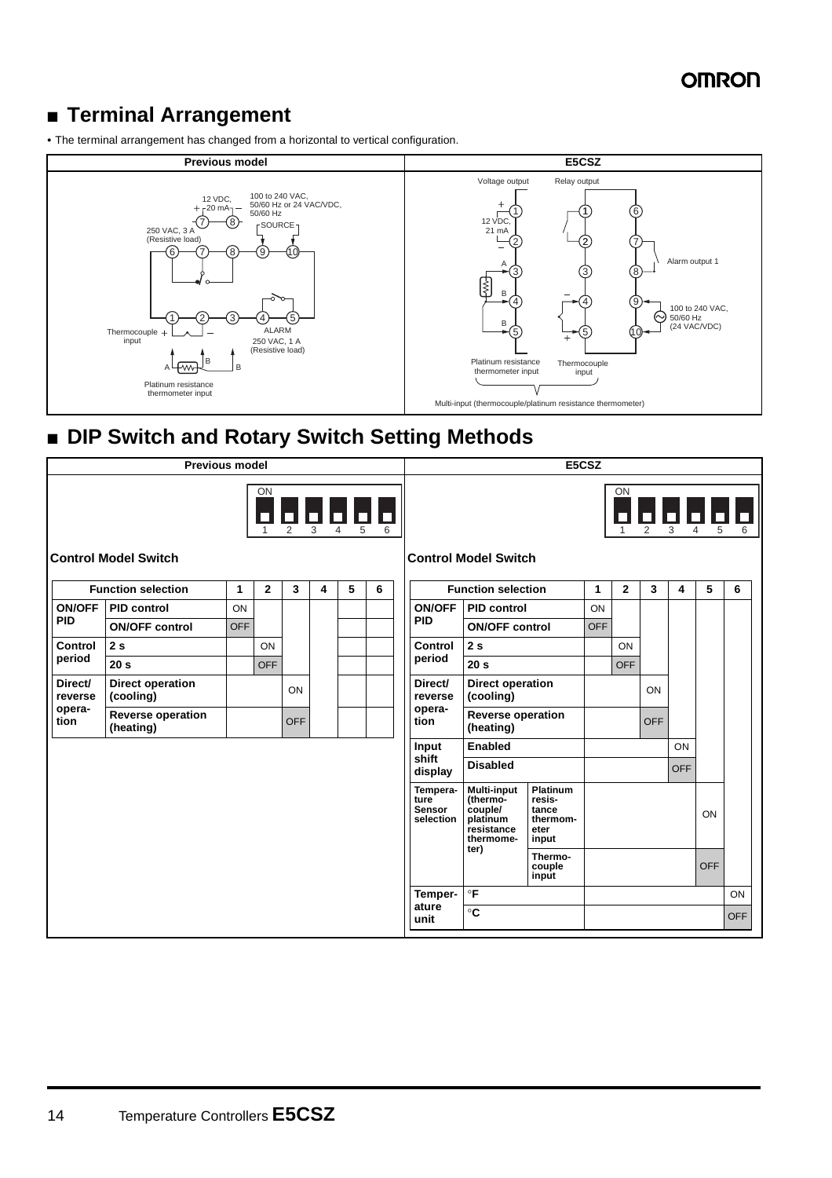## ■ Terminal Arrangement

- The terminal arrangement has changed from a horizontal to vertical configuration.

| Previous model | E5CSZ |
|---|---|
| 12 VDC, 20 mA (+ 7, − 8); 100 to 240 VAC, 50/60 Hz or 24 VAC/VDC, 50/60 Hz SOURCE (9, 10); 250 VAC, 3 A (Resistive load) (6, 7, 8); ALARM 250 VAC, 1 A (Resistive load) (4, 5); Thermocouple input (+ 1, − 2); Platinum resistance thermometer input (A, B, B) | Voltage output: 12 VDC, 21 mA (+ 1, − 2); Relay output (1, 2); Platinum resistance thermometer input (A 3, B 4, B 5); Thermocouple input (− 4, + 5); Alarm output 1 (7, 8); 100 to 240 VAC, 50/60 Hz (24 VAC/VDC) (9, 10); Multi-input (thermocouple/platinum resistance thermometer) |

## ■ DIP Switch and Rotary Switch Setting Methods

### Previous model

**Control Model Switch**

| Function selection | | 1 | 2 | 3 | 4 | 5 | 6 |
|---|---|---|---|---|---|---|---|
| ON/OFF PID | PID control | ON | | | | | |
| | ON/OFF control | OFF | | | | | |
| Control period | 2 s | | ON | | | | |
| | 20 s | | OFF | | | | |
| Direct/ reverse operation | Direct operation (cooling) | | | ON | | | |
| | Reverse operation (heating) | | | OFF | | | |

### E5CSZ

**Control Model Switch**

| Function selection | | | 1 | 2 | 3 | 4 | 5 | 6 |
|---|---|---|---|---|---|---|---|---|
| ON/OFF PID | PID control | | ON | | | | | |
| | ON/OFF control | | OFF | | | | | |
| Control period | 2 s | | | ON | | | | |
| | 20 s | | | OFF | | | | |
| Direct/ reverse operation | Direct operation (cooling) | | | | ON | | | |
| | Reverse operation (heating) | | | | OFF | | | |
| Input shift display | Enabled | | | | | ON | | |
| | Disabled | | | | | OFF | | |
| Temperature Sensor selection | Multi-input (thermocouple/ platinum resistance thermometer) | Platinum resistance thermometer input | | | | | ON | |
| | | Thermocouple input | | | | | OFF | |
| Temperature unit | °F | | | | | | | ON |
| | °C | | | | | | | OFF |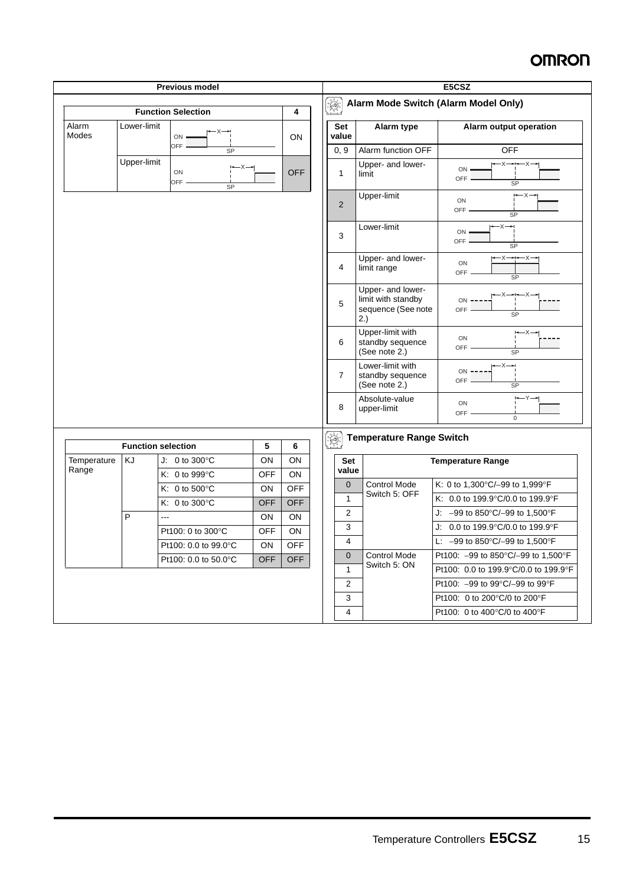| Previous model | E5CSZ |
|---|---|

**Previous model**

| Function Selection | | | 4 |
|---|---|---|---|
| Alarm Modes | Lower-limit | ON/OFF, X, SP | ON |
| | Upper-limit | ON/OFF, X, SP | OFF |

**E5CSZ**

### Alarm Mode Switch (Alarm Model Only)

| Set value | Alarm type | Alarm output operation |
|---|---|---|
| 0, 9 | Alarm function OFF | OFF |
| 1 | Upper- and lower-limit | ON/OFF, X, X, SP |
| 2 | Upper-limit | ON/OFF, X, SP |
| 3 | Lower-limit | ON/OFF, X, SP |
| 4 | Upper- and lower-limit range | ON/OFF, X, X, SP |
| 5 | Upper- and lower-limit with standby sequence (See note 2.) | ON/OFF, X, X, SP |
| 6 | Upper-limit with standby sequence (See note 2.) | ON/OFF, X, SP |
| 7 | Lower-limit with standby sequence (See note 2.) | ON/OFF, X, SP |
| 8 | Absolute-value upper-limit | ON/OFF, Y, 0 |

**Previous model**

| Function selection | | | 5 | 6 |
|---|---|---|---|---|
| Temperature Range | KJ | J: 0 to 300°C | ON | ON |
| | | K: 0 to 999°C | OFF | ON |
| | | K: 0 to 500°C | ON | OFF |
| | | K: 0 to 300°C | OFF | OFF |
| | P | --- | ON | ON |
| | | Pt100: 0 to 300°C | OFF | ON |
| | | Pt100: 0.0 to 99.0°C | ON | OFF |
| | | Pt100: 0.0 to 50.0°C | OFF | OFF |

**E5CSZ**

### Temperature Range Switch

| Set value | Temperature Range | |
|---|---|---|
| 0 | Control Mode Switch 5: OFF | K: 0 to 1,300°C/–99 to 1,999°F |
| 1 | | K: 0.0 to 199.9°C/0.0 to 199.9°F |
| 2 | | J: –99 to 850°C/–99 to 1,500°F |
| 3 | | J: 0.0 to 199.9°C/0.0 to 199.9°F |
| 4 | | L: –99 to 850°C/–99 to 1,500°F |
| 0 | Control Mode Switch 5: ON | Pt100: –99 to 850°C/–99 to 1,500°F |
| 1 | | Pt100: 0.0 to 199.9°C/0.0 to 199.9°F |
| 2 | | Pt100: –99 to 99°C/–99 to 99°F |
| 3 | | Pt100: 0 to 200°C/0 to 200°F |
| 4 | | Pt100: 0 to 400°C/0 to 400°F |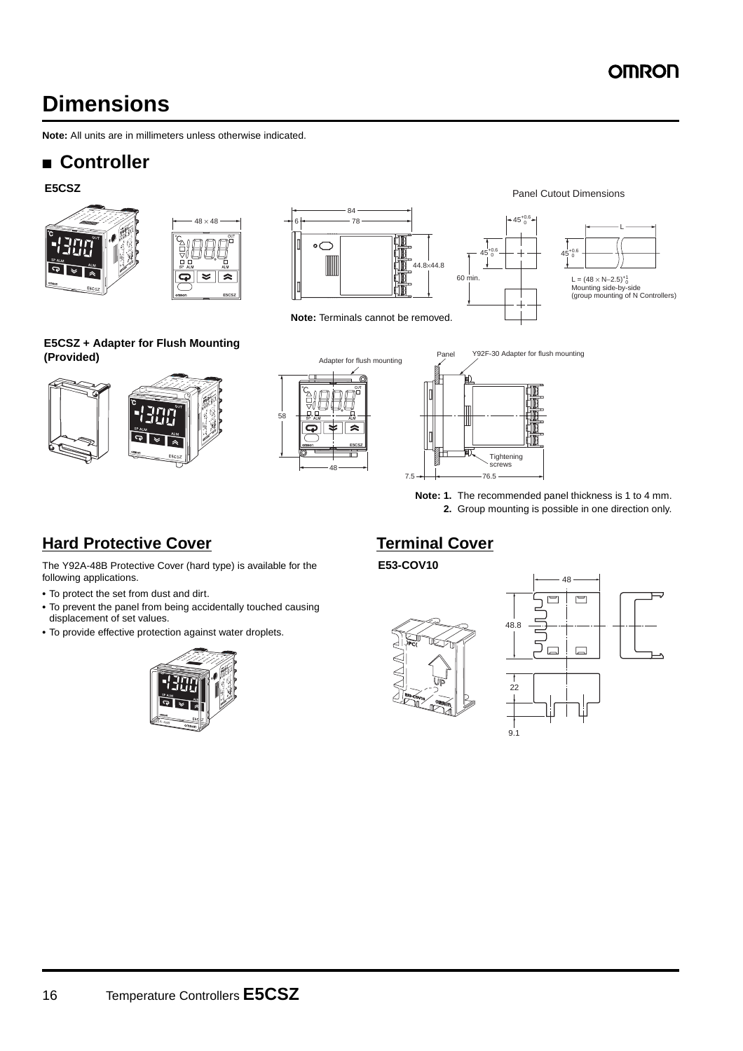# Dimensions

**Note:** All units are in millimeters unless otherwise indicated.

## ■ Controller

### E5CSZ

Panel Cutout Dimensions

48 × 48

84

6 78

44.8×44.8

$45^{+0.6}_{0}$

$45^{+0.6}_{0}$

60 min.

L

$45^{+0.6}_{0}$

$L = (48 \times N–2.5)^{+1}_{0}$
Mounting side-by-side
(group mounting of N Controllers)

**Note:** Terminals cannot be removed.

### E5CSZ + Adapter for Flush Mounting (Provided)

Adapter for flush mounting

58

48

Panel

Y92F-30 Adapter for flush mounting

Tightening screws

7.5

76.5

**Note: 1.** The recommended panel thickness is 1 to 4 mm.
**2.** Group mounting is possible in one direction only.

## Hard Protective Cover

The Y92A-48B Protective Cover (hard type) is available for the following applications.

- To protect the set from dust and dirt.
- To prevent the panel from being accidentally touched causing displacement of set values.
- To provide effective protection against water droplets.

## Terminal Cover

### E53-COV10

48

48.8

22

9.1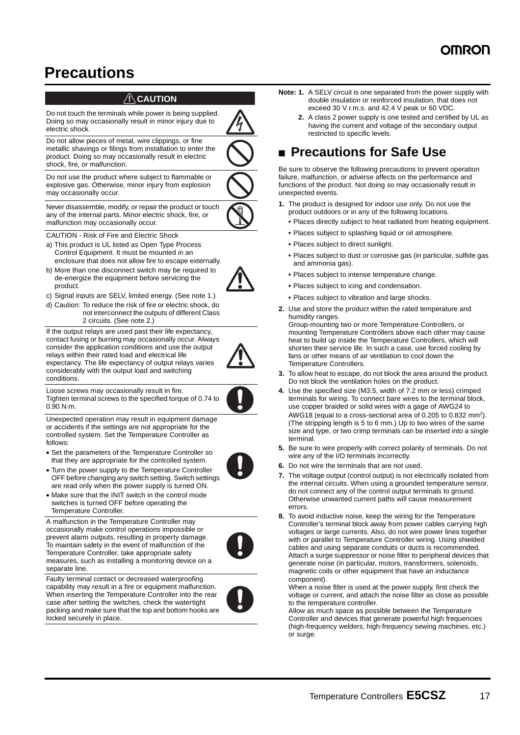# Precautions

## ⚠ CAUTION

Do not touch the terminals while power is being supplied. Doing so may occasionally result in minor injury due to electric shock.

Do not allow pieces of metal, wire clippings, or fine metallic shavings or filings from installation to enter the product. Doing so may occasionally result in electric shock, fire, or malfunction.

Do not use the product where subject to flammable or explosive gas. Otherwise, minor injury from explosion may occasionally occur.

Never disassemble, modify, or repair the product or touch any of the internal parts. Minor electric shock, fire, or malfunction may occasionally occur.

CAUTION - Risk of Fire and Electric Shock

a) This product is UL listed as Open Type Process Control Equipment. It must be mounted in an enclosure that does not allow fire to escape externally.
b) More than one disconnect switch may be required to de-energize the equipment before servicing the product.
c) Signal inputs are SELV, limited energy. (See note 1.)
d) Caution: To reduce the risk of fire or electric shock, do not interconnect the outputs of different Class 2 circuits. (See note 2.)

If the output relays are used past their life expectancy, contact fusing or burning may occasionally occur. Always consider the application conditions and use the output relays within their rated load and electrical life expectancy. The life expectancy of output relays varies considerably with the output load and switching conditions.

Loose screws may occasionally result in fire. Tighten terminal screws to the specified torque of 0.74 to 0.90 N·m.

Unexpected operation may result in equipment damage or accidents if the settings are not appropriate for the controlled system. Set the Temperature Controller as follows:

- Set the parameters of the Temperature Controller so that they are appropriate for the controlled system.
- Turn the power supply to the Temperature Controller OFF before changing any switch setting. Switch settings are read only when the power supply is turned ON.
- Make sure that the INIT switch in the control mode switches is turned OFF before operating the Temperature Controller.

A malfunction in the Temperature Controller may occasionally make control operations impossible or prevent alarm outputs, resulting in property damage. To maintain safety in the event of malfunction of the Temperature Controller, take appropriate safety measures, such as installing a monitoring device on a separate line.

Faulty terminal contact or decreased waterproofing capability may result in a fire or equipment malfunction. When inserting the Temperature Controller into the rear case after setting the switches, check the watertight packing and make sure that the top and bottom hooks are locked securely in place.

**Note: 1.** A SELV circuit is one separated from the power supply with double insulation or reinforced insulation, that does not exceed 30 V r.m.s. and 42.4 V peak or 60 VDC.

**2.** A class 2 power supply is one tested and certified by UL as having the current and voltage of the secondary output restricted to specific levels.

## ■ Precautions for Safe Use

Be sure to observe the following precautions to prevent operation failure, malfunction, or adverse affects on the performance and functions of the product. Not doing so may occasionally result in unexpected events.

1. The product is designed for indoor use only. Do not use the product outdoors or in any of the following locations.
   - Places directly subject to heat radiated from heating equipment.
   - Places subject to splashing liquid or oil atmosphere.
   - Places subject to direct sunlight.
   - Places subject to dust or corrosive gas (in particular, sulfide gas and ammonia gas).
   - Places subject to intense temperature change.
   - Places subject to icing and condensation.
   - Places subject to vibration and large shocks.
2. Use and store the product within the rated temperature and humidity ranges.
   Group-mounting two or more Temperature Controllers, or mounting Temperature Controllers above each other may cause heat to build up inside the Temperature Controllers, which will shorten their service life. In such a case, use forced cooling by fans or other means of air ventilation to cool down the Temperature Controllers.
3. To allow heat to escape, do not block the area around the product. Do not block the ventilation holes on the product.
4. Use the specified size (M3.5, width of 7.2 mm or less) crimped terminals for wiring. To connect bare wires to the terminal block, use copper braided or solid wires with a gage of AWG24 to AWG18 (equal to a cross-sectional area of 0.205 to 0.832 mm$^2$). (The stripping length is 5 to 6 mm.) Up to two wires of the same size and type, or two crimp terminals can be inserted into a single terminal.
5. Be sure to wire properly with correct polarity of terminals. Do not wire any of the I/O terminals incorrectly.
6. Do not wire the terminals that are not used.
7. The voltage output (control output) is not electrically isolated from the internal circuits. When using a grounded temperature sensor, do not connect any of the control output terminals to ground. Otherwise unwanted current paths will cause measurement errors.
8. To avoid inductive noise, keep the wiring for the Temperature Controller's terminal block away from power cables carrying high voltages or large currents. Also, do not wire power lines together with or parallel to Temperature Controller wiring. Using shielded cables and using separate conduits or ducts is recommended. Attach a surge suppressor or noise filter to peripheral devices that generate noise (in particular, motors, transformers, solenoids, magnetic coils or other equipment that have an inductance component).
   When a noise filter is used at the power supply, first check the voltage or current, and attach the noise filter as close as possible to the temperature controller.
   Allow as much space as possible between the Temperature Controller and devices that generate powerful high frequencies (high-frequency welders, high-frequency sewing machines, etc.) or surge.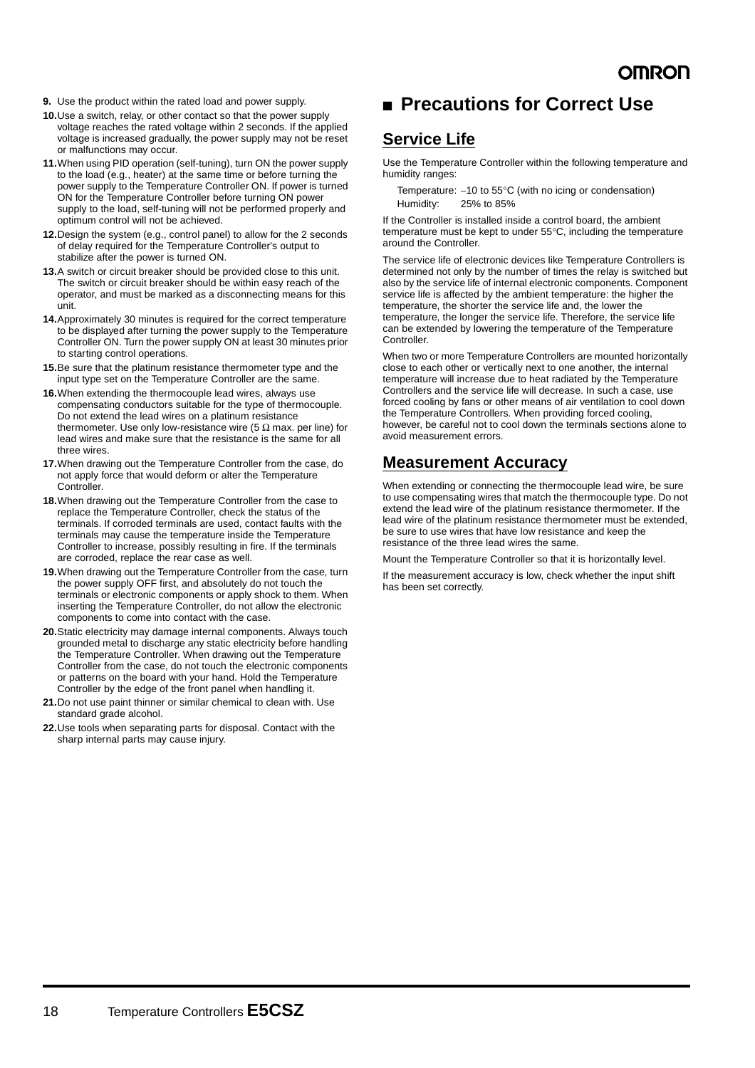9. Use the product within the rated load and power supply.
10. Use a switch, relay, or other contact so that the power supply voltage reaches the rated voltage within 2 seconds. If the applied voltage is increased gradually, the power supply may not be reset or malfunctions may occur.
11. When using PID operation (self-tuning), turn ON the power supply to the load (e.g., heater) at the same time or before turning the power supply to the Temperature Controller ON. If power is turned ON for the Temperature Controller before turning ON power supply to the load, self-tuning will not be performed properly and optimum control will not be achieved.
12. Design the system (e.g., control panel) to allow for the 2 seconds of delay required for the Temperature Controller's output to stabilize after the power is turned ON.
13. A switch or circuit breaker should be provided close to this unit. The switch or circuit breaker should be within easy reach of the operator, and must be marked as a disconnecting means for this unit.
14. Approximately 30 minutes is required for the correct temperature to be displayed after turning the power supply to the Temperature Controller ON. Turn the power supply ON at least 30 minutes prior to starting control operations.
15. Be sure that the platinum resistance thermometer type and the input type set on the Temperature Controller are the same.
16. When extending the thermocouple lead wires, always use compensating conductors suitable for the type of thermocouple. Do not extend the lead wires on a platinum resistance thermometer. Use only low-resistance wire (5 Ω max. per line) for lead wires and make sure that the resistance is the same for all three wires.
17. When drawing out the Temperature Controller from the case, do not apply force that would deform or alter the Temperature Controller.
18. When drawing out the Temperature Controller from the case to replace the Temperature Controller, check the status of the terminals. If corroded terminals are used, contact faults with the terminals may cause the temperature inside the Temperature Controller to increase, possibly resulting in fire. If the terminals are corroded, replace the rear case as well.
19. When drawing out the Temperature Controller from the case, turn the power supply OFF first, and absolutely do not touch the terminals or electronic components or apply shock to them. When inserting the Temperature Controller, do not allow the electronic components to come into contact with the case.
20. Static electricity may damage internal components. Always touch grounded metal to discharge any static electricity before handling the Temperature Controller. When drawing out the Temperature Controller from the case, do not touch the electronic components or patterns on the board with your hand. Hold the Temperature Controller by the edge of the front panel when handling it.
21. Do not use paint thinner or similar chemical to clean with. Use standard grade alcohol.
22. Use tools when separating parts for disposal. Contact with the sharp internal parts may cause injury.

## ■ Precautions for Correct Use

### Service Life

Use the Temperature Controller within the following temperature and humidity ranges:

Temperature: −10 to 55°C (with no icing or condensation)
Humidity: 25% to 85%

If the Controller is installed inside a control board, the ambient temperature must be kept to under 55°C, including the temperature around the Controller.

The service life of electronic devices like Temperature Controllers is determined not only by the number of times the relay is switched but also by the service life of internal electronic components. Component service life is affected by the ambient temperature: the higher the temperature, the shorter the service life and, the lower the temperature, the longer the service life. Therefore, the service life can be extended by lowering the temperature of the Temperature Controller.

When two or more Temperature Controllers are mounted horizontally close to each other or vertically next to one another, the internal temperature will increase due to heat radiated by the Temperature Controllers and the service life will decrease. In such a case, use forced cooling by fans or other means of air ventilation to cool down the Temperature Controllers. When providing forced cooling, however, be careful not to cool down the terminals sections alone to avoid measurement errors.

### Measurement Accuracy

When extending or connecting the thermocouple lead wire, be sure to use compensating wires that match the thermocouple type. Do not extend the lead wire of the platinum resistance thermometer. If the lead wire of the platinum resistance thermometer must be extended, be sure to use wires that have low resistance and keep the resistance of the three lead wires the same.

Mount the Temperature Controller so that it is horizontally level.

If the measurement accuracy is low, check whether the input shift has been set correctly.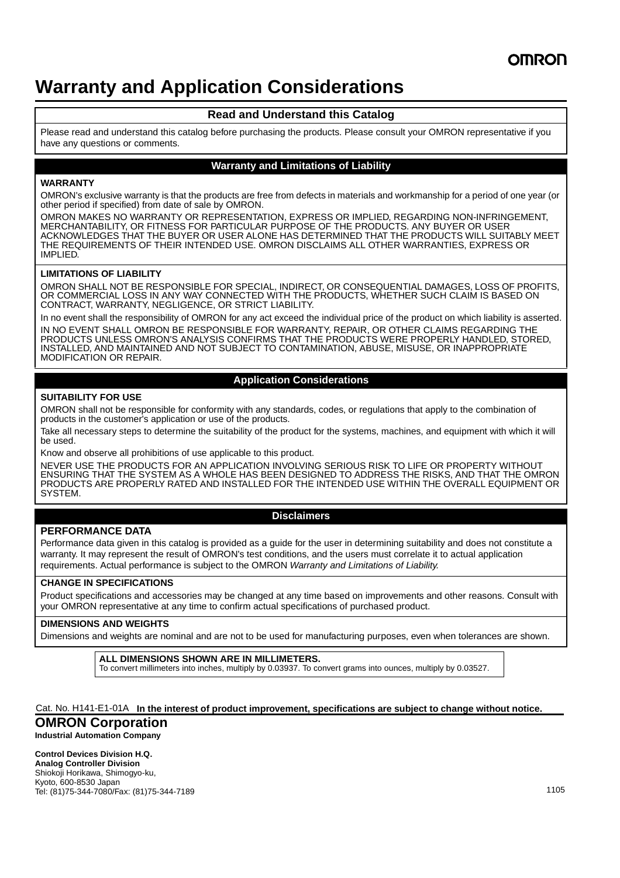# Warranty and Application Considerations

## Read and Understand this Catalog

Please read and understand this catalog before purchasing the products. Please consult your OMRON representative if you have any questions or comments.

## Warranty and Limitations of Liability

### WARRANTY

OMRON's exclusive warranty is that the products are free from defects in materials and workmanship for a period of one year (or other period if specified) from date of sale by OMRON.

OMRON MAKES NO WARRANTY OR REPRESENTATION, EXPRESS OR IMPLIED, REGARDING NON-INFRINGEMENT, MERCHANTABILITY, OR FITNESS FOR PARTICULAR PURPOSE OF THE PRODUCTS. ANY BUYER OR USER ACKNOWLEDGES THAT THE BUYER OR USER ALONE HAS DETERMINED THAT THE PRODUCTS WILL SUITABLY MEET THE REQUIREMENTS OF THEIR INTENDED USE. OMRON DISCLAIMS ALL OTHER WARRANTIES, EXPRESS OR IMPLIED.

### LIMITATIONS OF LIABILITY

OMRON SHALL NOT BE RESPONSIBLE FOR SPECIAL, INDIRECT, OR CONSEQUENTIAL DAMAGES, LOSS OF PROFITS, OR COMMERCIAL LOSS IN ANY WAY CONNECTED WITH THE PRODUCTS, WHETHER SUCH CLAIM IS BASED ON CONTRACT, WARRANTY, NEGLIGENCE, OR STRICT LIABILITY.

In no event shall the responsibility of OMRON for any act exceed the individual price of the product on which liability is asserted.

IN NO EVENT SHALL OMRON BE RESPONSIBLE FOR WARRANTY, REPAIR, OR OTHER CLAIMS REGARDING THE PRODUCTS UNLESS OMRON'S ANALYSIS CONFIRMS THAT THE PRODUCTS WERE PROPERLY HANDLED, STORED, INSTALLED, AND MAINTAINED AND NOT SUBJECT TO CONTAMINATION, ABUSE, MISUSE, OR INAPPROPRIATE MODIFICATION OR REPAIR.

## Application Considerations

### SUITABILITY FOR USE

OMRON shall not be responsible for conformity with any standards, codes, or regulations that apply to the combination of products in the customer's application or use of the products.

Take all necessary steps to determine the suitability of the product for the systems, machines, and equipment with which it will be used.

Know and observe all prohibitions of use applicable to this product.

NEVER USE THE PRODUCTS FOR AN APPLICATION INVOLVING SERIOUS RISK TO LIFE OR PROPERTY WITHOUT ENSURING THAT THE SYSTEM AS A WHOLE HAS BEEN DESIGNED TO ADDRESS THE RISKS, AND THAT THE OMRON PRODUCTS ARE PROPERLY RATED AND INSTALLED FOR THE INTENDED USE WITHIN THE OVERALL EQUIPMENT OR SYSTEM.

## Disclaimers

### PERFORMANCE DATA

Performance data given in this catalog is provided as a guide for the user in determining suitability and does not constitute a warranty. It may represent the result of OMRON's test conditions, and the users must correlate it to actual application requirements. Actual performance is subject to the OMRON *Warranty and Limitations of Liability.*

### CHANGE IN SPECIFICATIONS

Product specifications and accessories may be changed at any time based on improvements and other reasons. Consult with your OMRON representative at any time to confirm actual specifications of purchased product.

### DIMENSIONS AND WEIGHTS

Dimensions and weights are nominal and are not to be used for manufacturing purposes, even when tolerances are shown.

**ALL DIMENSIONS SHOWN ARE IN MILLIMETERS.**
To convert millimeters into inches, multiply by 0.03937. To convert grams into ounces, multiply by 0.03527.

Cat. No. H141-E1-01A **In the interest of product improvement, specifications are subject to change without notice.**

**OMRON Corporation**
**Industrial Automation Company**

**Control Devices Division H.Q.**
**Analog Controller Division**
Shiokoji Horikawa, Shimogyo-ku,
Kyoto, 600-8530 Japan
Tel: (81)75-344-7080/Fax: (81)75-344-7189

1105